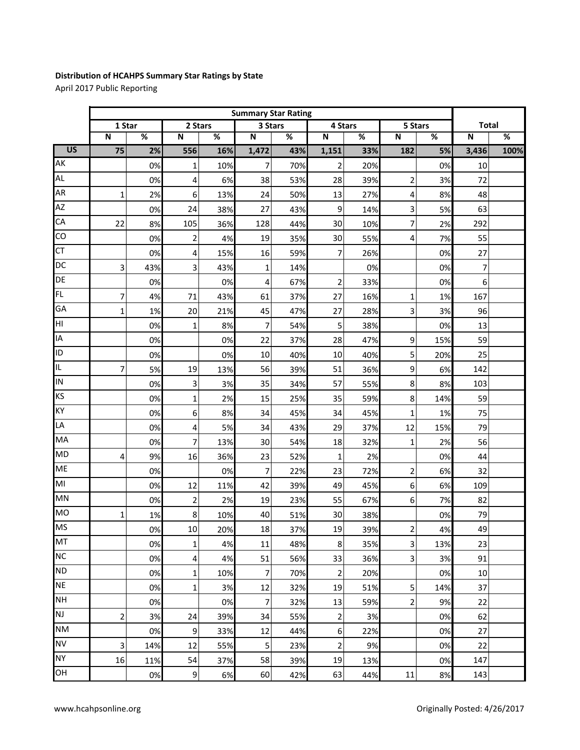**Distribution of HCAHPS Summary Star Ratings by State**

April 2017 Public Reporting

| | Summary Star Rating | | | | | | | | | | | |
|---|---|---|---|---|---|---|---|---|---|---|---|---|
| | 1 Star | | 2 Stars | | 3 Stars | | 4 Stars | | 5 Stars | | Total | |
| | N | % | N | % | N | % | N | % | N | % | N | % |
| **US** | **75** | **2%** | **556** | **16%** | **1,472** | **43%** | **1,151** | **33%** | **182** | **5%** | **3,436** | **100%** |
| AK | | 0% | 1 | 10% | 7 | 70% | 2 | 20% | | 0% | 10 | |
| AL | | 0% | 4 | 6% | 38 | 53% | 28 | 39% | 2 | 3% | 72 | |
| AR | 1 | 2% | 6 | 13% | 24 | 50% | 13 | 27% | 4 | 8% | 48 | |
| AZ | | 0% | 24 | 38% | 27 | 43% | 9 | 14% | 3 | 5% | 63 | |
| CA | 22 | 8% | 105 | 36% | 128 | 44% | 30 | 10% | 7 | 2% | 292 | |
| CO | | 0% | 2 | 4% | 19 | 35% | 30 | 55% | 4 | 7% | 55 | |
| CT | | 0% | 4 | 15% | 16 | 59% | 7 | 26% | | 0% | 27 | |
| DC | 3 | 43% | 3 | 43% | 1 | 14% | | 0% | | 0% | 7 | |
| DE | | 0% | | 0% | 4 | 67% | 2 | 33% | | 0% | 6 | |
| FL | 7 | 4% | 71 | 43% | 61 | 37% | 27 | 16% | 1 | 1% | 167 | |
| GA | 1 | 1% | 20 | 21% | 45 | 47% | 27 | 28% | 3 | 3% | 96 | |
| HI | | 0% | 1 | 8% | 7 | 54% | 5 | 38% | | 0% | 13 | |
| IA | | 0% | | 0% | 22 | 37% | 28 | 47% | 9 | 15% | 59 | |
| ID | | 0% | | 0% | 10 | 40% | 10 | 40% | 5 | 20% | 25 | |
| IL | 7 | 5% | 19 | 13% | 56 | 39% | 51 | 36% | 9 | 6% | 142 | |
| IN | | 0% | 3 | 3% | 35 | 34% | 57 | 55% | 8 | 8% | 103 | |
| KS | | 0% | 1 | 2% | 15 | 25% | 35 | 59% | 8 | 14% | 59 | |
| KY | | 0% | 6 | 8% | 34 | 45% | 34 | 45% | 1 | 1% | 75 | |
| LA | | 0% | 4 | 5% | 34 | 43% | 29 | 37% | 12 | 15% | 79 | |
| MA | | 0% | 7 | 13% | 30 | 54% | 18 | 32% | 1 | 2% | 56 | |
| MD | 4 | 9% | 16 | 36% | 23 | 52% | 1 | 2% | | 0% | 44 | |
| ME | | 0% | | 0% | 7 | 22% | 23 | 72% | 2 | 6% | 32 | |
| MI | | 0% | 12 | 11% | 42 | 39% | 49 | 45% | 6 | 6% | 109 | |
| MN | | 0% | 2 | 2% | 19 | 23% | 55 | 67% | 6 | 7% | 82 | |
| MO | 1 | 1% | 8 | 10% | 40 | 51% | 30 | 38% | | 0% | 79 | |
| MS | | 0% | 10 | 20% | 18 | 37% | 19 | 39% | 2 | 4% | 49 | |
| MT | | 0% | 1 | 4% | 11 | 48% | 8 | 35% | 3 | 13% | 23 | |
| NC | | 0% | 4 | 4% | 51 | 56% | 33 | 36% | 3 | 3% | 91 | |
| ND | | 0% | 1 | 10% | 7 | 70% | 2 | 20% | | 0% | 10 | |
| NE | | 0% | 1 | 3% | 12 | 32% | 19 | 51% | 5 | 14% | 37 | |
| NH | | 0% | | 0% | 7 | 32% | 13 | 59% | 2 | 9% | 22 | |
| NJ | 2 | 3% | 24 | 39% | 34 | 55% | 2 | 3% | | 0% | 62 | |
| NM | | 0% | 9 | 33% | 12 | 44% | 6 | 22% | | 0% | 27 | |
| NV | 3 | 14% | 12 | 55% | 5 | 23% | 2 | 9% | | 0% | 22 | |
| NY | 16 | 11% | 54 | 37% | 58 | 39% | 19 | 13% | | 0% | 147 | |
| OH | | 0% | 9 | 6% | 60 | 42% | 63 | 44% | 11 | 8% | 143 | |

www.hcahpsonline.org

Originally Posted: 4/26/2017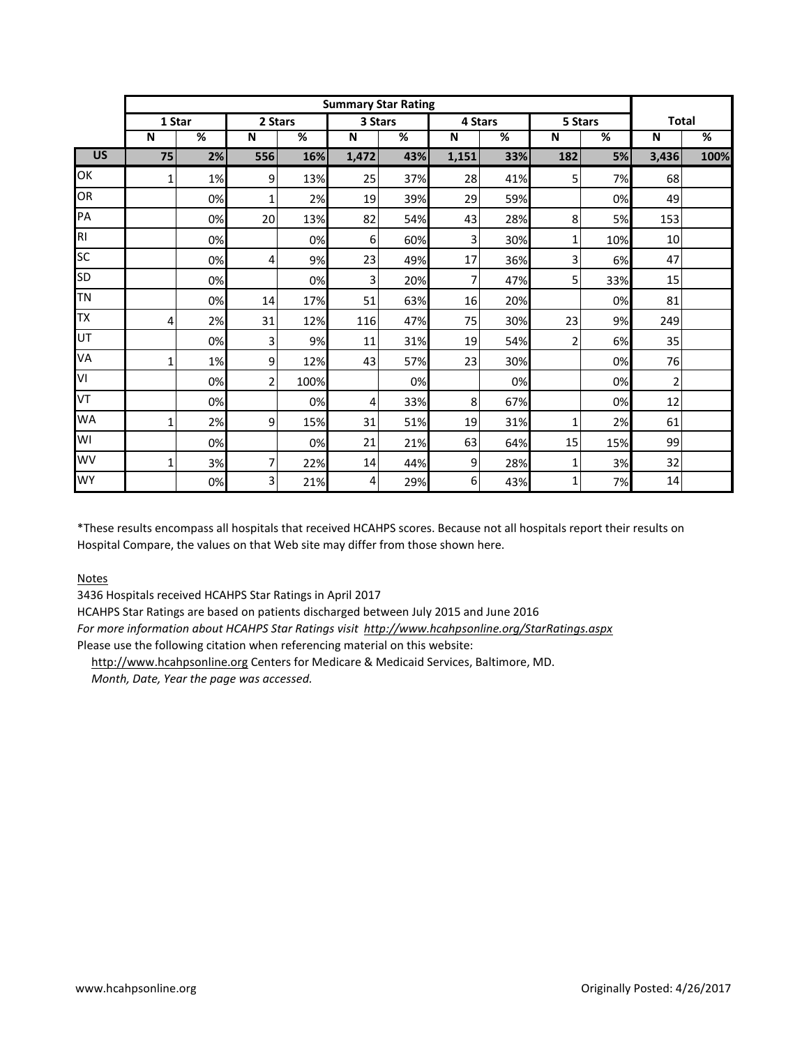| | Summary Star Rating | | | | | | | | | | | |
|---|---|---|---|---|---|---|---|---|---|---|---|---|
| | 1 Star | | 2 Stars | | 3 Stars | | 4 Stars | | 5 Stars | | Total | |
| | N | % | N | % | N | % | N | % | N | % | N | % |
| **US** | **75** | **2%** | **556** | **16%** | **1,472** | **43%** | **1,151** | **33%** | **182** | **5%** | **3,436** | **100%** |
| OK | 1 | 1% | 9 | 13% | 25 | 37% | 28 | 41% | 5 | 7% | 68 | |
| OR | | 0% | 1 | 2% | 19 | 39% | 29 | 59% | | 0% | 49 | |
| PA | | 0% | 20 | 13% | 82 | 54% | 43 | 28% | 8 | 5% | 153 | |
| RI | | 0% | | 0% | 6 | 60% | 3 | 30% | 1 | 10% | 10 | |
| SC | | 0% | 4 | 9% | 23 | 49% | 17 | 36% | 3 | 6% | 47 | |
| SD | | 0% | | 0% | 3 | 20% | 7 | 47% | 5 | 33% | 15 | |
| TN | | 0% | 14 | 17% | 51 | 63% | 16 | 20% | | 0% | 81 | |
| TX | 4 | 2% | 31 | 12% | 116 | 47% | 75 | 30% | 23 | 9% | 249 | |
| UT | | 0% | 3 | 9% | 11 | 31% | 19 | 54% | 2 | 6% | 35 | |
| VA | 1 | 1% | 9 | 12% | 43 | 57% | 23 | 30% | | 0% | 76 | |
| VI | | 0% | 2 | 100% | | 0% | | 0% | | 0% | 2 | |
| VT | | 0% | | 0% | 4 | 33% | 8 | 67% | | 0% | 12 | |
| WA | 1 | 2% | 9 | 15% | 31 | 51% | 19 | 31% | 1 | 2% | 61 | |
| WI | | 0% | | 0% | 21 | 21% | 63 | 64% | 15 | 15% | 99 | |
| WV | 1 | 3% | 7 | 22% | 14 | 44% | 9 | 28% | 1 | 3% | 32 | |
| WY | | 0% | 3 | 21% | 4 | 29% | 6 | 43% | 1 | 7% | 14 | |

*These results encompass all hospitals that received HCAHPS scores. Because not all hospitals report their results on Hospital Compare, the values on that Web site may differ from those shown here.

Notes

3436 Hospitals received HCAHPS Star Ratings in April 2017

HCAHPS Star Ratings are based on patients discharged between July 2015 and June 2016

*For more information about HCAHPS Star Ratings visit http://www.hcahpsonline.org/StarRatings.aspx*

Please use the following citation when referencing material on this website:

http://www.hcahpsonline.org Centers for Medicare & Medicaid Services, Baltimore, MD.

*Month, Date, Year the page was accessed.*

www.hcahpsonline.org

Originally Posted: 4/26/2017